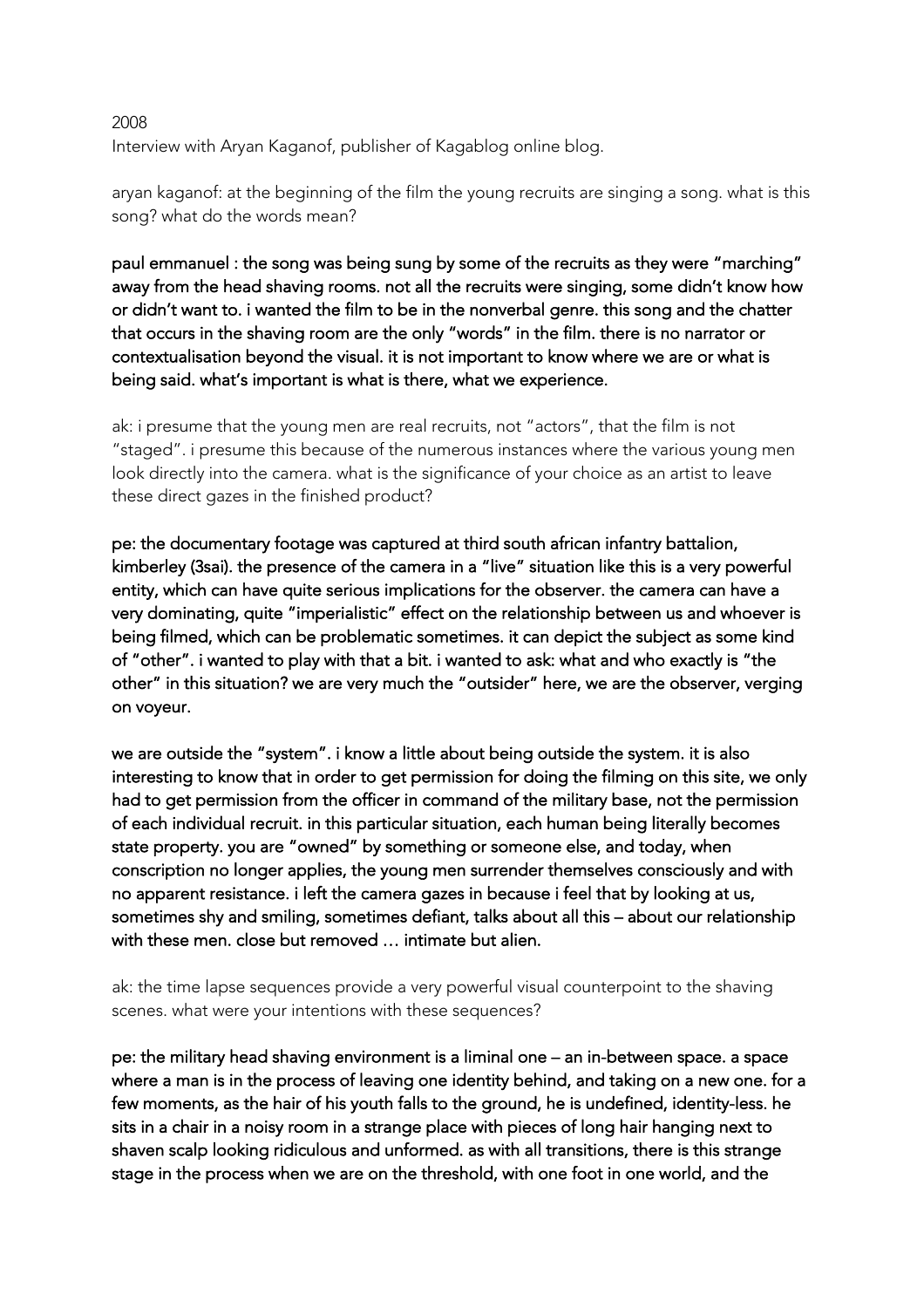2008
Interview with Aryan Kaganof, publisher of Kagablog online blog.

aryan kaganof: at the beginning of the film the young recruits are singing a song. what is this song? what do the words mean?

**paul emmanuel : the song was being sung by some of the recruits as they were "marching" away from the head shaving rooms. not all the recruits were singing, some didn't know how or didn't want to. i wanted the film to be in the nonverbal genre. this song and the chatter that occurs in the shaving room are the only "words" in the film. there is no narrator or contextualisation beyond the visual. it is not important to know where we are or what is being said. what's important is what is there, what we experience.**

ak: i presume that the young men are real recruits, not "actors", that the film is not "staged". i presume this because of the numerous instances where the various young men look directly into the camera. what is the significance of your choice as an artist to leave these direct gazes in the finished product?

**pe: the documentary footage was captured at third south african infantry battalion, kimberley (3sai). the presence of the camera in a "live" situation like this is a very powerful entity, which can have quite serious implications for the observer. the camera can have a very dominating, quite "imperialistic" effect on the relationship between us and whoever is being filmed, which can be problematic sometimes. it can depict the subject as some kind of "other". i wanted to play with that a bit. i wanted to ask: what and who exactly is "the other" in this situation? we are very much the "outsider" here, we are the observer, verging on voyeur.**

**we are outside the "system". i know a little about being outside the system. it is also interesting to know that in order to get permission for doing the filming on this site, we only had to get permission from the officer in command of the military base, not the permission of each individual recruit. in this particular situation, each human being literally becomes state property. you are "owned" by something or someone else, and today, when conscription no longer applies, the young men surrender themselves consciously and with no apparent resistance. i left the camera gazes in because i feel that by looking at us, sometimes shy and smiling, sometimes defiant, talks about all this – about our relationship with these men. close but removed … intimate but alien.**

ak: the time lapse sequences provide a very powerful visual counterpoint to the shaving scenes. what were your intentions with these sequences?

**pe: the military head shaving environment is a liminal one – an in-between space. a space where a man is in the process of leaving one identity behind, and taking on a new one. for a few moments, as the hair of his youth falls to the ground, he is undefined, identity-less. he sits in a chair in a noisy room in a strange place with pieces of long hair hanging next to shaven scalp looking ridiculous and unformed. as with all transitions, there is this strange stage in the process when we are on the threshold, with one foot in one world, and the**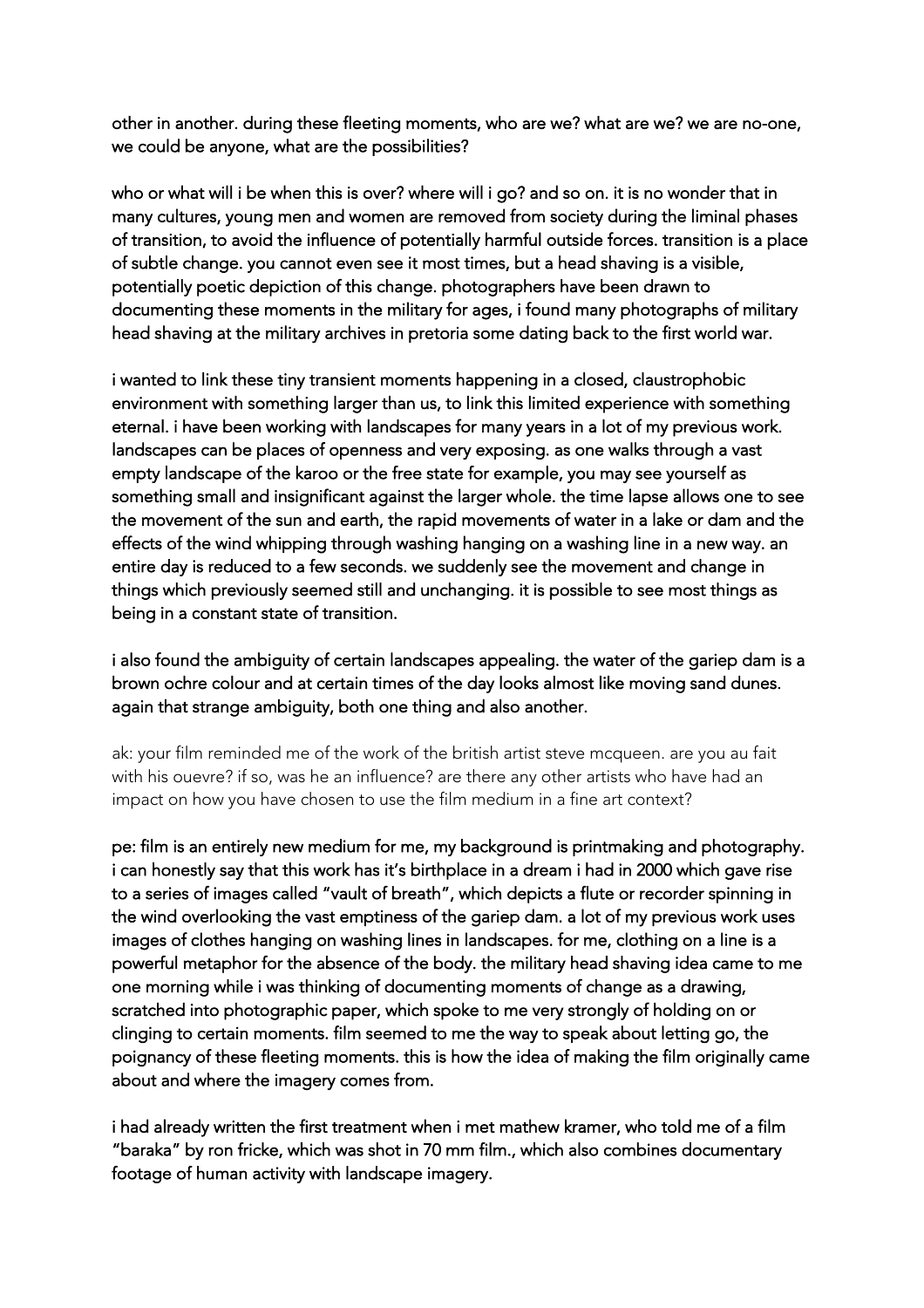other in another. during these fleeting moments, who are we? what are we? we are no-one, we could be anyone, what are the possibilities?

who or what will i be when this is over? where will i go? and so on. it is no wonder that in many cultures, young men and women are removed from society during the liminal phases of transition, to avoid the influence of potentially harmful outside forces. transition is a place of subtle change. you cannot even see it most times, but a head shaving is a visible, potentially poetic depiction of this change. photographers have been drawn to documenting these moments in the military for ages, i found many photographs of military head shaving at the military archives in pretoria some dating back to the first world war.

i wanted to link these tiny transient moments happening in a closed, claustrophobic environment with something larger than us, to link this limited experience with something eternal. i have been working with landscapes for many years in a lot of my previous work. landscapes can be places of openness and very exposing. as one walks through a vast empty landscape of the karoo or the free state for example, you may see yourself as something small and insignificant against the larger whole. the time lapse allows one to see the movement of the sun and earth, the rapid movements of water in a lake or dam and the effects of the wind whipping through washing hanging on a washing line in a new way. an entire day is reduced to a few seconds. we suddenly see the movement and change in things which previously seemed still and unchanging. it is possible to see most things as being in a constant state of transition.

i also found the ambiguity of certain landscapes appealing. the water of the gariep dam is a brown ochre colour and at certain times of the day looks almost like moving sand dunes. again that strange ambiguity, both one thing and also another.

ak: your film reminded me of the work of the british artist steve mcqueen. are you au fait with his ouevre? if so, was he an influence? are there any other artists who have had an impact on how you have chosen to use the film medium in a fine art context?

pe: film is an entirely new medium for me, my background is printmaking and photography. i can honestly say that this work has it's birthplace in a dream i had in 2000 which gave rise to a series of images called "vault of breath", which depicts a flute or recorder spinning in the wind overlooking the vast emptiness of the gariep dam. a lot of my previous work uses images of clothes hanging on washing lines in landscapes. for me, clothing on a line is a powerful metaphor for the absence of the body. the military head shaving idea came to me one morning while i was thinking of documenting moments of change as a drawing, scratched into photographic paper, which spoke to me very strongly of holding on or clinging to certain moments. film seemed to me the way to speak about letting go, the poignancy of these fleeting moments. this is how the idea of making the film originally came about and where the imagery comes from.

i had already written the first treatment when i met mathew kramer, who told me of a film "baraka" by ron fricke, which was shot in 70 mm film., which also combines documentary footage of human activity with landscape imagery.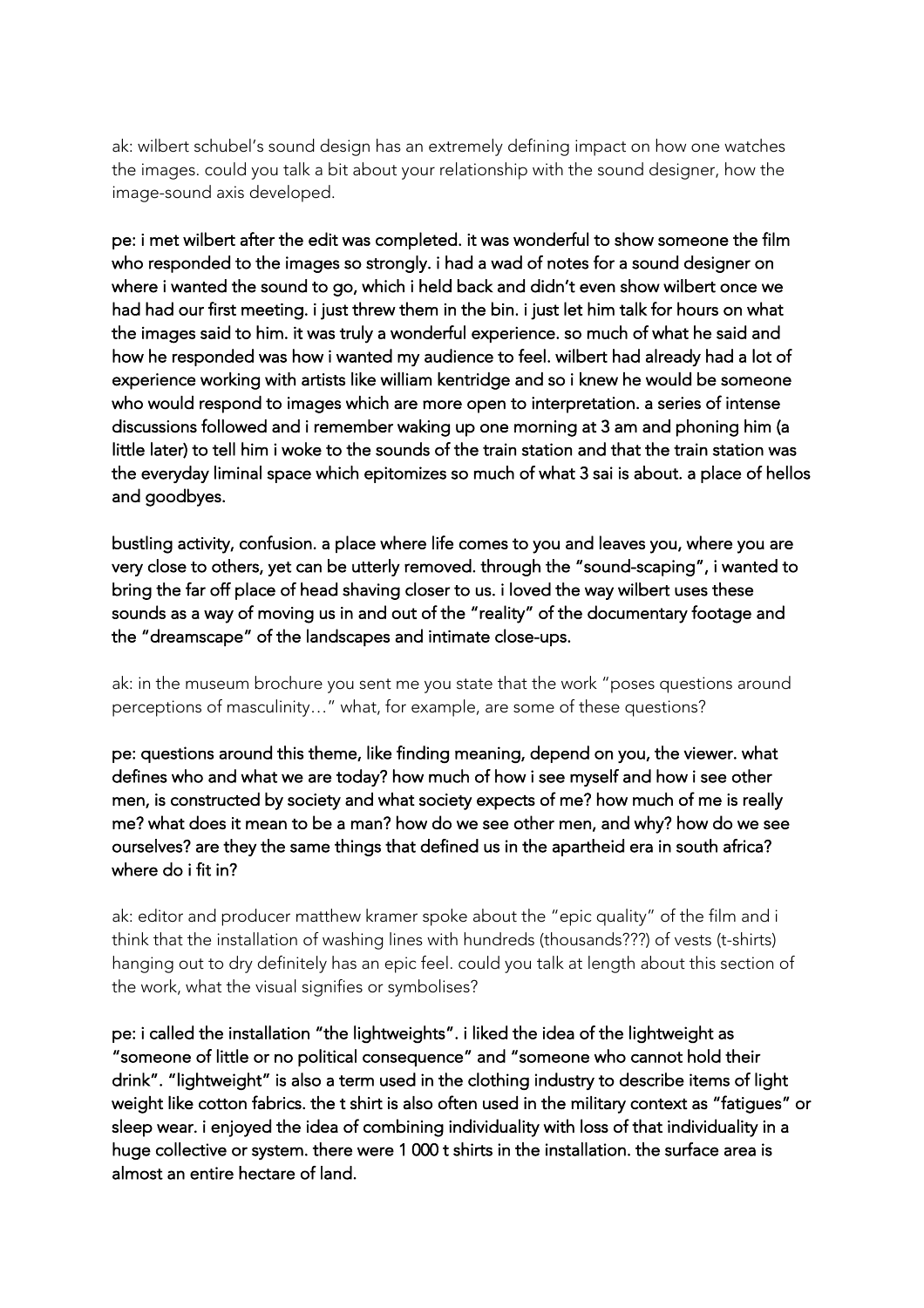ak: wilbert schubel's sound design has an extremely defining impact on how one watches the images. could you talk a bit about your relationship with the sound designer, how the image-sound axis developed.

**pe: i met wilbert after the edit was completed. it was wonderful to show someone the film who responded to the images so strongly. i had a wad of notes for a sound designer on where i wanted the sound to go, which i held back and didn't even show wilbert once we had had our first meeting. i just threw them in the bin. i just let him talk for hours on what the images said to him. it was truly a wonderful experience. so much of what he said and how he responded was how i wanted my audience to feel. wilbert had already had a lot of experience working with artists like william kentridge and so i knew he would be someone who would respond to images which are more open to interpretation. a series of intense discussions followed and i remember waking up one morning at 3 am and phoning him (a little later) to tell him i woke to the sounds of the train station and that the train station was the everyday liminal space which epitomizes so much of what 3 sai is about. a place of hellos and goodbyes.**

**bustling activity, confusion. a place where life comes to you and leaves you, where you are very close to others, yet can be utterly removed. through the "sound-scaping", i wanted to bring the far off place of head shaving closer to us. i loved the way wilbert uses these sounds as a way of moving us in and out of the "reality" of the documentary footage and the "dreamscape" of the landscapes and intimate close-ups.**

ak: in the museum brochure you sent me you state that the work "poses questions around perceptions of masculinity…" what, for example, are some of these questions?

**pe: questions around this theme, like finding meaning, depend on you, the viewer. what defines who and what we are today? how much of how i see myself and how i see other men, is constructed by society and what society expects of me? how much of me is really me? what does it mean to be a man? how do we see other men, and why? how do we see ourselves? are they the same things that defined us in the apartheid era in south africa? where do i fit in?**

ak: editor and producer matthew kramer spoke about the "epic quality" of the film and i think that the installation of washing lines with hundreds (thousands???) of vests (t-shirts) hanging out to dry definitely has an epic feel. could you talk at length about this section of the work, what the visual signifies or symbolises?

**pe: i called the installation "the lightweights". i liked the idea of the lightweight as "someone of little or no political consequence" and "someone who cannot hold their drink". "lightweight" is also a term used in the clothing industry to describe items of light weight like cotton fabrics. the t shirt is also often used in the military context as "fatigues" or sleep wear. i enjoyed the idea of combining individuality with loss of that individuality in a huge collective or system. there were 1 000 t shirts in the installation. the surface area is almost an entire hectare of land.**